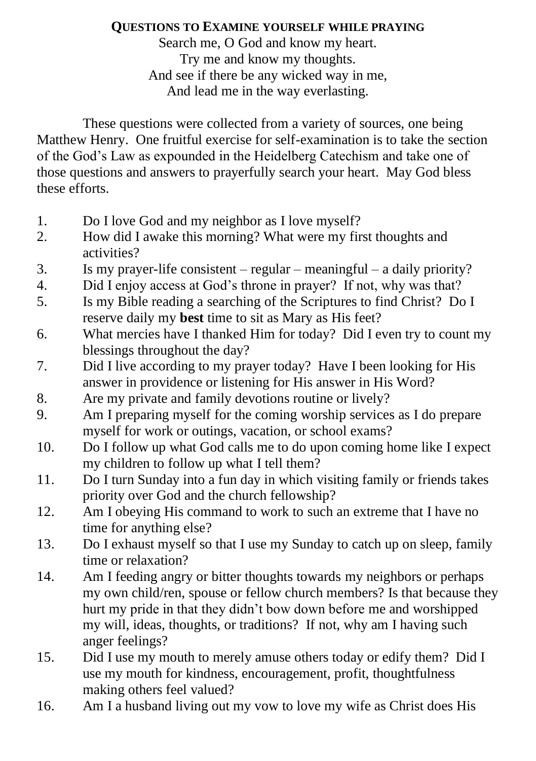# Questions to Examine yourself while praying

Search me, O God and know my heart.
Try me and know my thoughts.
And see if there be any wicked way in me,
And lead me in the way everlasting.

These questions were collected from a variety of sources, one being Matthew Henry. One fruitful exercise for self-examination is to take the section of the God's Law as expounded in the Heidelberg Catechism and take one of those questions and answers to prayerfully search your heart. May God bless these efforts.

1. Do I love God and my neighbor as I love myself?
2. How did I awake this morning? What were my first thoughts and activities?
3. Is my prayer-life consistent – regular – meaningful – a daily priority?
4. Did I enjoy access at God's throne in prayer? If not, why was that?
5. Is my Bible reading a searching of the Scriptures to find Christ? Do I reserve daily my **best** time to sit as Mary as His feet?
6. What mercies have I thanked Him for today? Did I even try to count my blessings throughout the day?
7. Did I live according to my prayer today? Have I been looking for His answer in providence or listening for His answer in His Word?
8. Are my private and family devotions routine or lively?
9. Am I preparing myself for the coming worship services as I do prepare myself for work or outings, vacation, or school exams?
10. Do I follow up what God calls me to do upon coming home like I expect my children to follow up what I tell them?
11. Do I turn Sunday into a fun day in which visiting family or friends takes priority over God and the church fellowship?
12. Am I obeying His command to work to such an extreme that I have no time for anything else?
13. Do I exhaust myself so that I use my Sunday to catch up on sleep, family time or relaxation?
14. Am I feeding angry or bitter thoughts towards my neighbors or perhaps my own child/ren, spouse or fellow church members? Is that because they hurt my pride in that they didn't bow down before me and worshipped my will, ideas, thoughts, or traditions? If not, why am I having such anger feelings?
15. Did I use my mouth to merely amuse others today or edify them? Did I use my mouth for kindness, encouragement, profit, thoughtfulness making others feel valued?
16. Am I a husband living out my vow to love my wife as Christ does His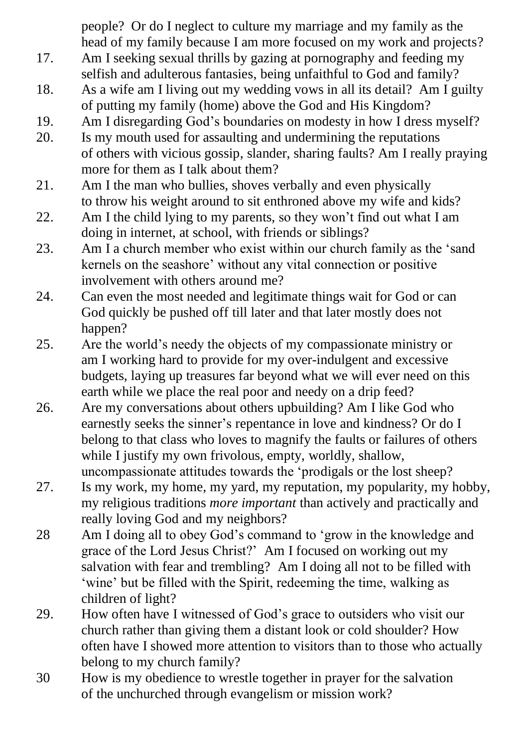people? Or do I neglect to culture my marriage and my family as the head of my family because I am more focused on my work and projects?

17. Am I seeking sexual thrills by gazing at pornography and feeding my selfish and adulterous fantasies, being unfaithful to God and family?
18. As a wife am I living out my wedding vows in all its detail? Am I guilty of putting my family (home) above the God and His Kingdom?
19. Am I disregarding God's boundaries on modesty in how I dress myself?
20. Is my mouth used for assaulting and undermining the reputations of others with vicious gossip, slander, sharing faults? Am I really praying more for them as I talk about them?
21. Am I the man who bullies, shoves verbally and even physically to throw his weight around to sit enthroned above my wife and kids?
22. Am I the child lying to my parents, so they won't find out what I am doing in internet, at school, with friends or siblings?
23. Am I a church member who exist within our church family as the 'sand kernels on the seashore' without any vital connection or positive involvement with others around me?
24. Can even the most needed and legitimate things wait for God or can God quickly be pushed off till later and that later mostly does not happen?
25. Are the world's needy the objects of my compassionate ministry or am I working hard to provide for my over-indulgent and excessive budgets, laying up treasures far beyond what we will ever need on this earth while we place the real poor and needy on a drip feed?
26. Are my conversations about others upbuilding? Am I like God who earnestly seeks the sinner's repentance in love and kindness? Or do I belong to that class who loves to magnify the faults or failures of others while I justify my own frivolous, empty, worldly, shallow, uncompassionate attitudes towards the 'prodigals or the lost sheep?
27. Is my work, my home, my yard, my reputation, my popularity, my hobby, my religious traditions *more important* than actively and practically and really loving God and my neighbors?
28. Am I doing all to obey God's command to 'grow in the knowledge and grace of the Lord Jesus Christ?' Am I focused on working out my salvation with fear and trembling? Am I doing all not to be filled with 'wine' but be filled with the Spirit, redeeming the time, walking as children of light?
29. How often have I witnessed of God's grace to outsiders who visit our church rather than giving them a distant look or cold shoulder? How often have I showed more attention to visitors than to those who actually belong to my church family?
30. How is my obedience to wrestle together in prayer for the salvation of the unchurched through evangelism or mission work?